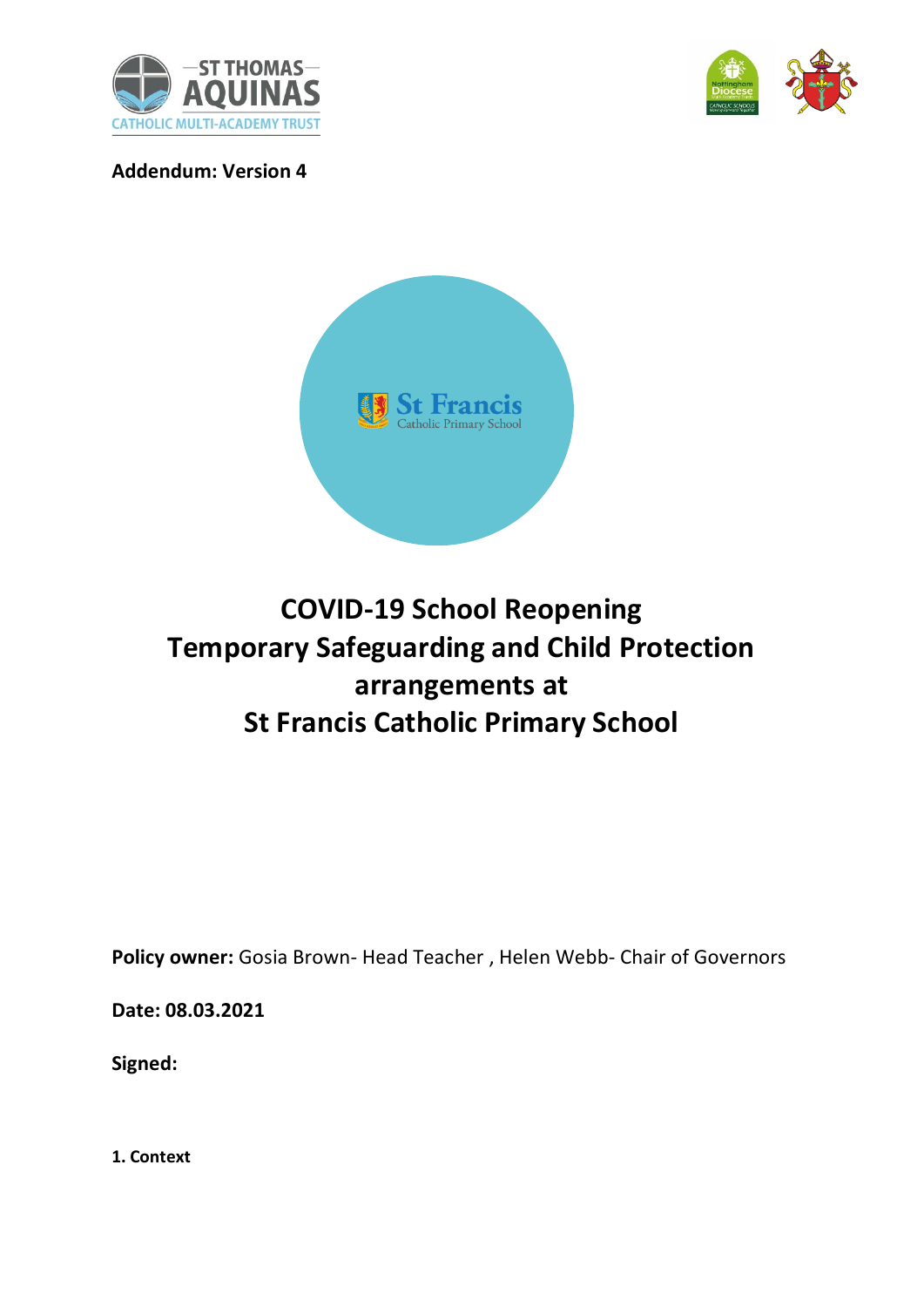**Addendum: Version 4**

# COVID-19 School Reopening Temporary Safeguarding and Child Protection arrangements at St Francis Catholic Primary School

**Policy owner:** Gosia Brown- Head Teacher , Helen Webb- Chair of Governors

**Date: 08.03.2021**

**Signed:**

**1. Context**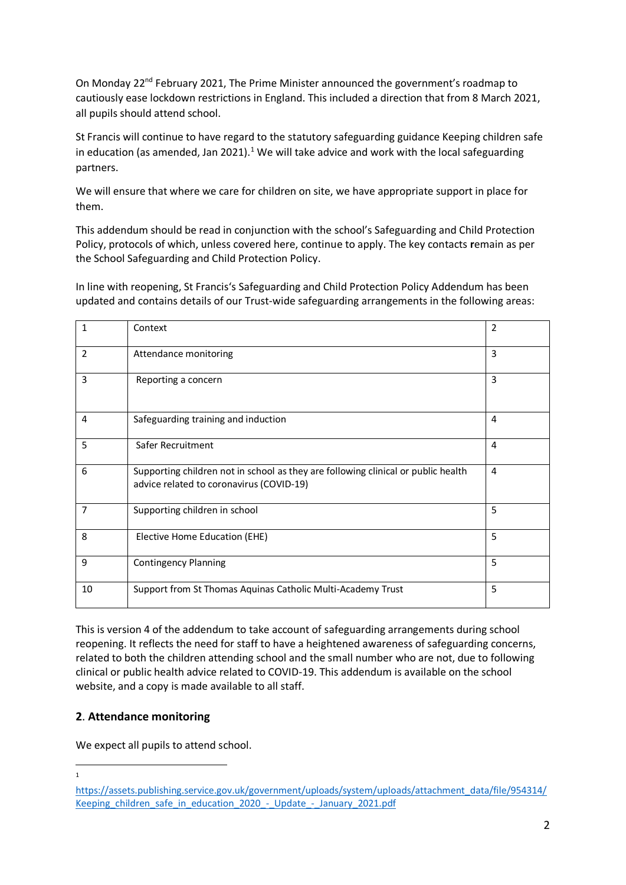On Monday 22nd February 2021, The Prime Minister announced the government's roadmap to cautiously ease lockdown restrictions in England. This included a direction that from 8 March 2021, all pupils should attend school.

St Francis will continue to have regard to the statutory safeguarding guidance Keeping children safe in education (as amended, Jan 2021).[1] We will take advice and work with the local safeguarding partners.

We will ensure that where we care for children on site, we have appropriate support in place for them.

This addendum should be read in conjunction with the school's Safeguarding and Child Protection Policy, protocols of which, unless covered here, continue to apply. The key contacts remain as per the School Safeguarding and Child Protection Policy.

In line with reopening, St Francis's Safeguarding and Child Protection Policy Addendum has been updated and contains details of our Trust-wide safeguarding arrangements in the following areas:

| | | |
|---|---|---|
| 1 | Context | 2 |
| 2 | Attendance monitoring | 3 |
| 3 | Reporting a concern | 3 |
| 4 | Safeguarding training and induction | 4 |
| 5 | Safer Recruitment | 4 |
| 6 | Supporting children not in school as they are following clinical or public health advice related to coronavirus (COVID-19) | 4 |
| 7 | Supporting children in school | 5 |
| 8 | Elective Home Education (EHE) | 5 |
| 9 | Contingency Planning | 5 |
| 10 | Support from St Thomas Aquinas Catholic Multi-Academy Trust | 5 |

This is version 4 of the addendum to take account of safeguarding arrangements during school reopening. It reflects the need for staff to have a heightened awareness of safeguarding concerns, related to both the children attending school and the small number who are not, due to following clinical or public health advice related to COVID-19. This addendum is available on the school website, and a copy is made available to all staff.

## 2. Attendance monitoring

We expect all pupils to attend school.

[1] https://assets.publishing.service.gov.uk/government/uploads/system/uploads/attachment_data/file/954314/Keeping_children_safe_in_education_2020_-_Update_-_January_2021.pdf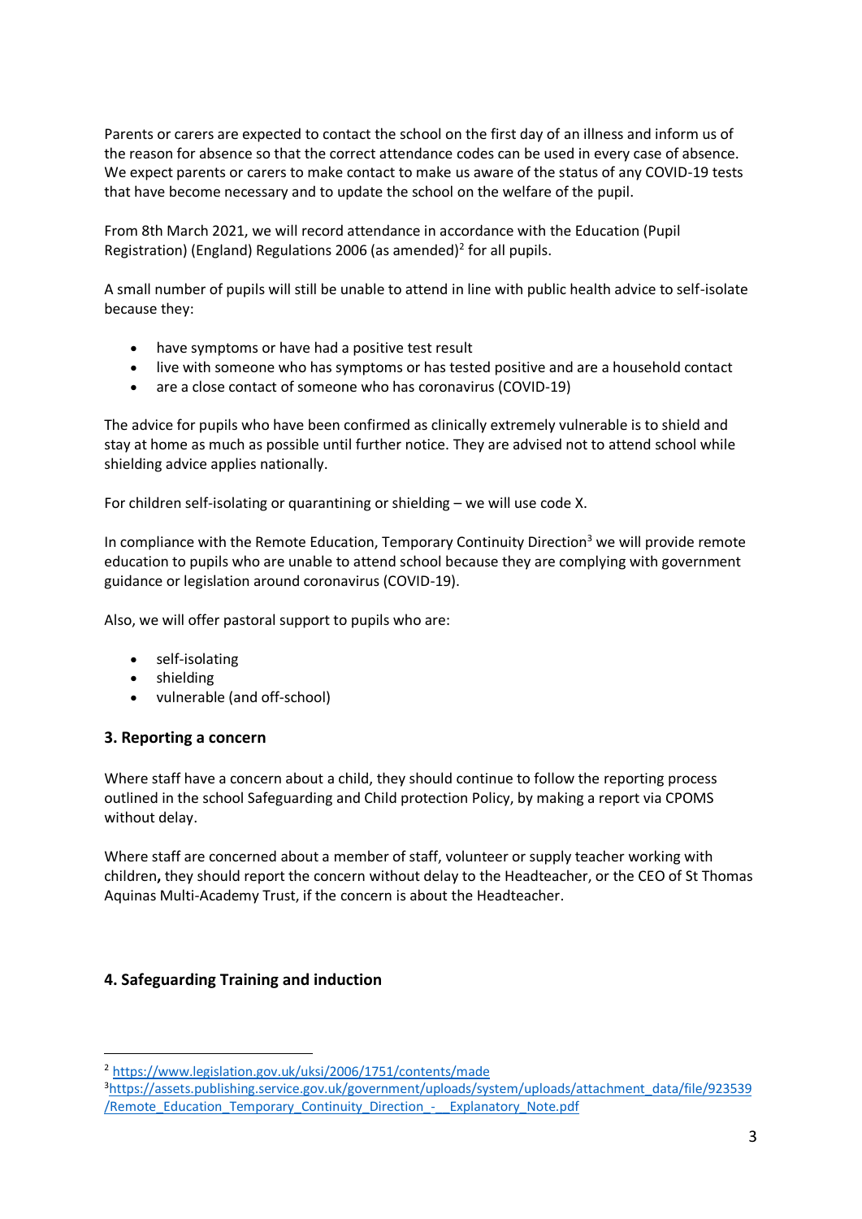Parents or carers are expected to contact the school on the first day of an illness and inform us of the reason for absence so that the correct attendance codes can be used in every case of absence. We expect parents or carers to make contact to make us aware of the status of any COVID-19 tests that have become necessary and to update the school on the welfare of the pupil.

From 8th March 2021, we will record attendance in accordance with the Education (Pupil Registration) (England) Regulations 2006 (as amended)[2] for all pupils.

A small number of pupils will still be unable to attend in line with public health advice to self-isolate because they:

- have symptoms or have had a positive test result
- live with someone who has symptoms or has tested positive and are a household contact
- are a close contact of someone who has coronavirus (COVID-19)

The advice for pupils who have been confirmed as clinically extremely vulnerable is to shield and stay at home as much as possible until further notice. They are advised not to attend school while shielding advice applies nationally.

For children self-isolating or quarantining or shielding – we will use code X.

In compliance with the Remote Education, Temporary Continuity Direction[3] we will provide remote education to pupils who are unable to attend school because they are complying with government guidance or legislation around coronavirus (COVID-19).

Also, we will offer pastoral support to pupils who are:

- self-isolating
- shielding
- vulnerable (and off-school)

### 3. Reporting a concern

Where staff have a concern about a child, they should continue to follow the reporting process outlined in the school Safeguarding and Child protection Policy, by making a report via CPOMS without delay.

Where staff are concerned about a member of staff, volunteer or supply teacher working with children**,** they should report the concern without delay to the Headteacher, or the CEO of St Thomas Aquinas Multi-Academy Trust, if the concern is about the Headteacher.

### 4. Safeguarding Training and induction

---

[2] https://www.legislation.gov.uk/uksi/2006/1751/contents/made

[3] https://assets.publishing.service.gov.uk/government/uploads/system/uploads/attachment_data/file/923539/Remote_Education_Temporary_Continuity_Direction_-__Explanatory_Note.pdf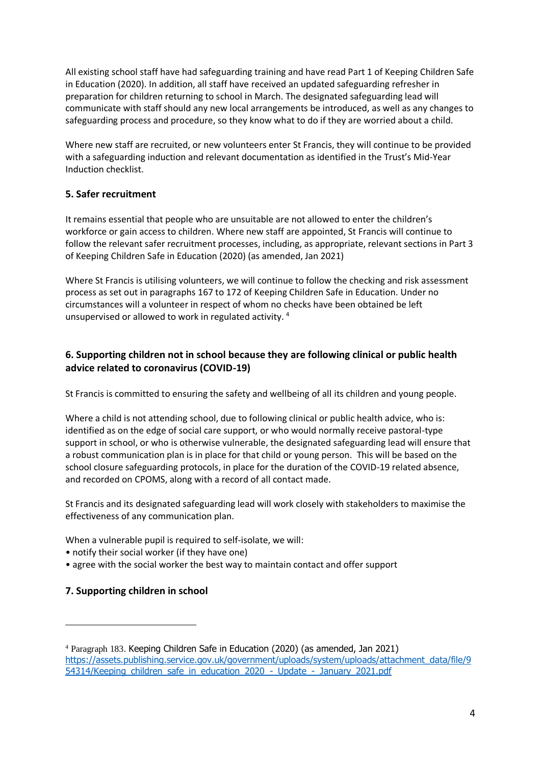All existing school staff have had safeguarding training and have read Part 1 of Keeping Children Safe in Education (2020). In addition, all staff have received an updated safeguarding refresher in preparation for children returning to school in March. The designated safeguarding lead will communicate with staff should any new local arrangements be introduced, as well as any changes to safeguarding process and procedure, so they know what to do if they are worried about a child.

Where new staff are recruited, or new volunteers enter St Francis, they will continue to be provided with a safeguarding induction and relevant documentation as identified in the Trust's Mid-Year Induction checklist.

### 5. Safer recruitment

It remains essential that people who are unsuitable are not allowed to enter the children's workforce or gain access to children. Where new staff are appointed, St Francis will continue to follow the relevant safer recruitment processes, including, as appropriate, relevant sections in Part 3 of Keeping Children Safe in Education (2020) (as amended, Jan 2021)

Where St Francis is utilising volunteers, we will continue to follow the checking and risk assessment process as set out in paragraphs 167 to 172 of Keeping Children Safe in Education. Under no circumstances will a volunteer in respect of whom no checks have been obtained be left unsupervised or allowed to work in regulated activity. [4]

### 6. Supporting children not in school because they are following clinical or public health advice related to coronavirus (COVID-19)

St Francis is committed to ensuring the safety and wellbeing of all its children and young people.

Where a child is not attending school, due to following clinical or public health advice, who is: identified as on the edge of social care support, or who would normally receive pastoral-type support in school, or who is otherwise vulnerable, the designated safeguarding lead will ensure that a robust communication plan is in place for that child or young person. This will be based on the school closure safeguarding protocols, in place for the duration of the COVID-19 related absence, and recorded on CPOMS, along with a record of all contact made.

St Francis and its designated safeguarding lead will work closely with stakeholders to maximise the effectiveness of any communication plan.

When a vulnerable pupil is required to self-isolate, we will:

- notify their social worker (if they have one)
- agree with the social worker the best way to maintain contact and offer support

### 7. Supporting children in school

---

[4] Paragraph 183. Keeping Children Safe in Education (2020) (as amended, Jan 2021) https://assets.publishing.service.gov.uk/government/uploads/system/uploads/attachment_data/file/954314/Keeping_children_safe_in_education_2020_-_Update_-_January_2021.pdf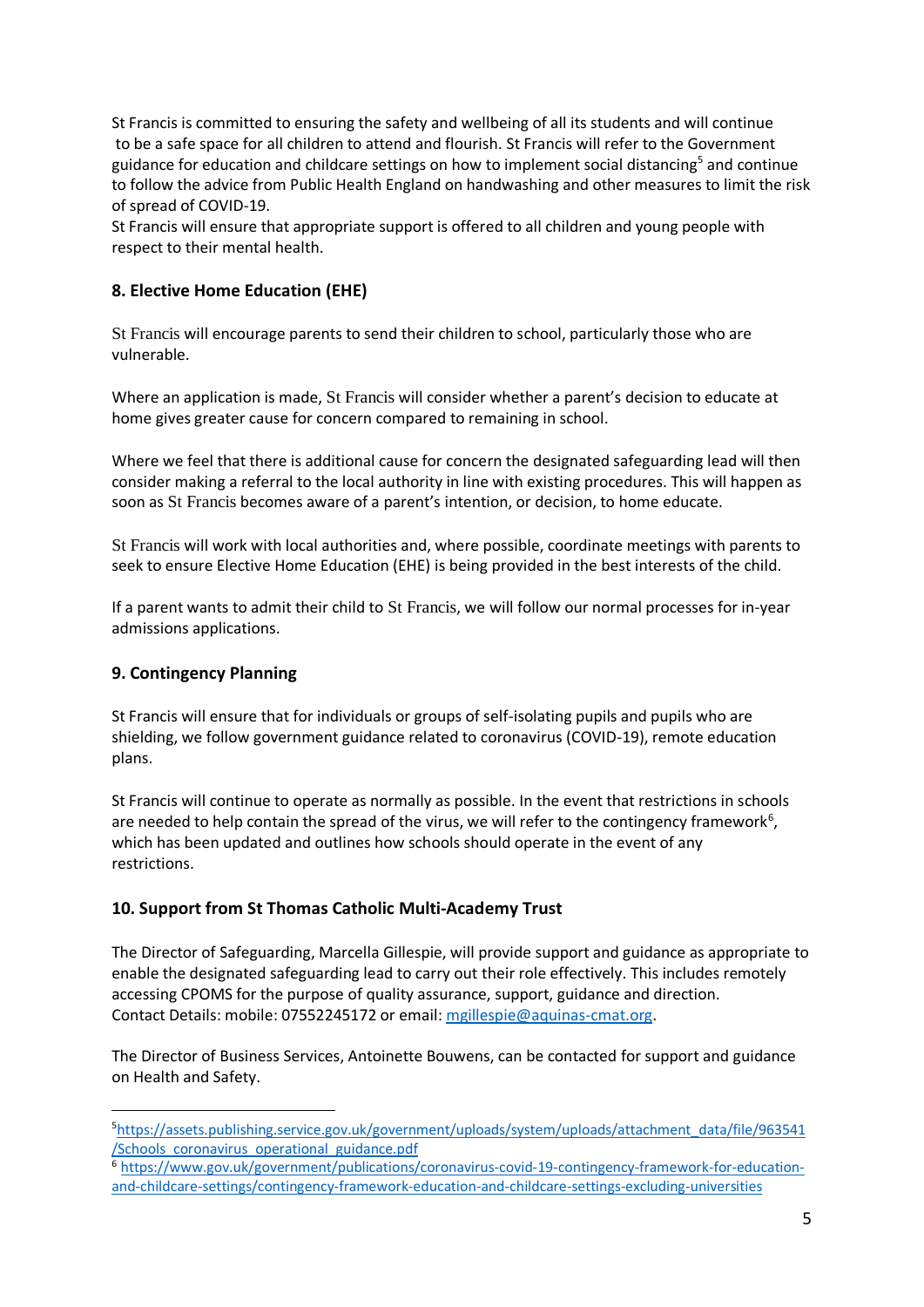St Francis is committed to ensuring the safety and wellbeing of all its students and will continue to be a safe space for all children to attend and flourish. St Francis will refer to the Government guidance for education and childcare settings on how to implement social distancing[5] and continue to follow the advice from Public Health England on handwashing and other measures to limit the risk of spread of COVID-19.
St Francis will ensure that appropriate support is offered to all children and young people with respect to their mental health.

### 8. Elective Home Education (EHE)

St Francis will encourage parents to send their children to school, particularly those who are vulnerable.

Where an application is made, St Francis will consider whether a parent's decision to educate at home gives greater cause for concern compared to remaining in school.

Where we feel that there is additional cause for concern the designated safeguarding lead will then consider making a referral to the local authority in line with existing procedures. This will happen as soon as St Francis becomes aware of a parent's intention, or decision, to home educate.

St Francis will work with local authorities and, where possible, coordinate meetings with parents to seek to ensure Elective Home Education (EHE) is being provided in the best interests of the child.

If a parent wants to admit their child to St Francis, we will follow our normal processes for in-year admissions applications.

### 9. Contingency Planning

St Francis will ensure that for individuals or groups of self-isolating pupils and pupils who are shielding, we follow government guidance related to coronavirus (COVID-19), remote education plans.

St Francis will continue to operate as normally as possible. In the event that restrictions in schools are needed to help contain the spread of the virus, we will refer to the contingency framework[6], which has been updated and outlines how schools should operate in the event of any restrictions.

### 10. Support from St Thomas Catholic Multi-Academy Trust

The Director of Safeguarding, Marcella Gillespie, will provide support and guidance as appropriate to enable the designated safeguarding lead to carry out their role effectively. This includes remotely accessing CPOMS for the purpose of quality assurance, support, guidance and direction.
Contact Details: mobile: 07552245172 or email: mgillespie@aquinas-cmat.org.

The Director of Business Services, Antoinette Bouwens, can be contacted for support and guidance on Health and Safety.

---

[5] https://assets.publishing.service.gov.uk/government/uploads/system/uploads/attachment_data/file/963541/Schools_coronavirus_operational_guidance.pdf

[6] https://www.gov.uk/government/publications/coronavirus-covid-19-contingency-framework-for-education-and-childcare-settings/contingency-framework-education-and-childcare-settings-excluding-universities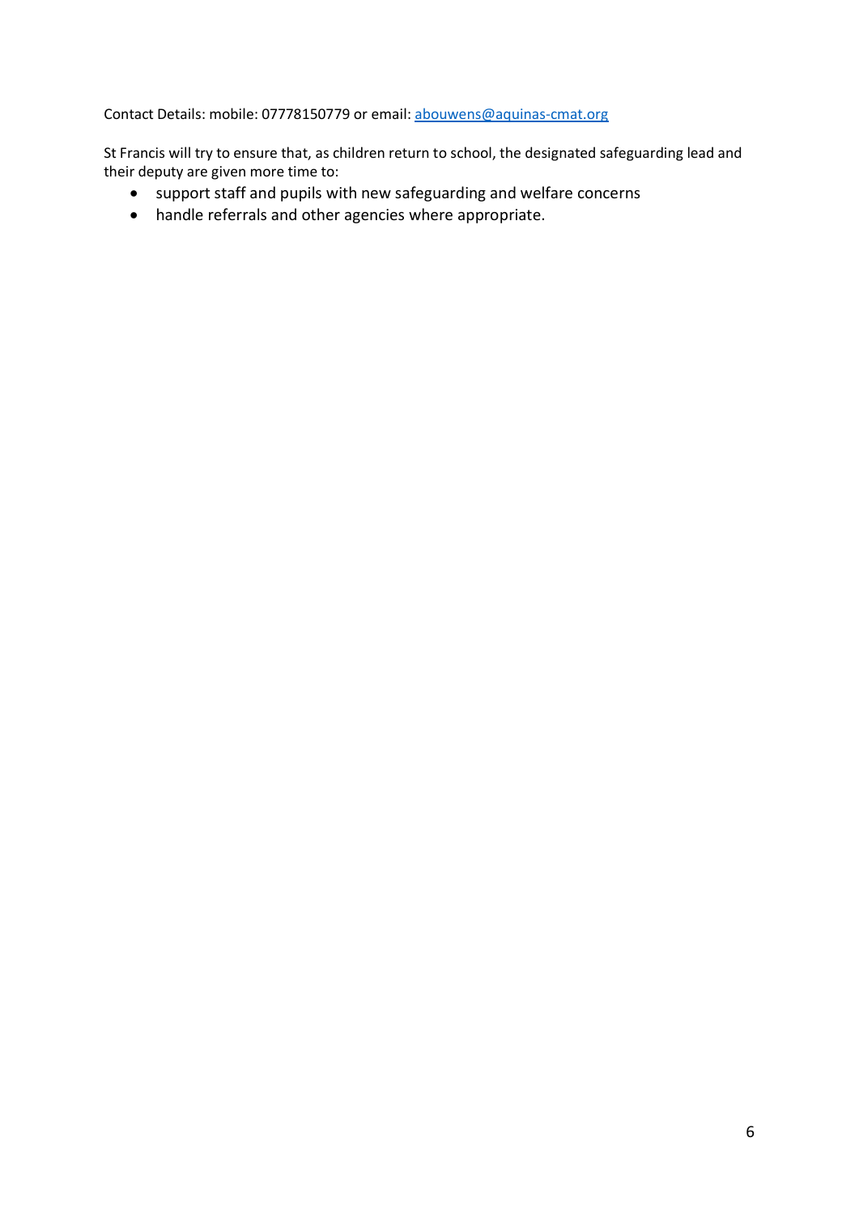Contact Details: mobile: 07778150779 or email: [abouwens@aquinas-cmat.org](mailto:abouwens@aquinas-cmat.org)

St Francis will try to ensure that, as children return to school, the designated safeguarding lead and their deputy are given more time to:

- support staff and pupils with new safeguarding and welfare concerns
- handle referrals and other agencies where appropriate.